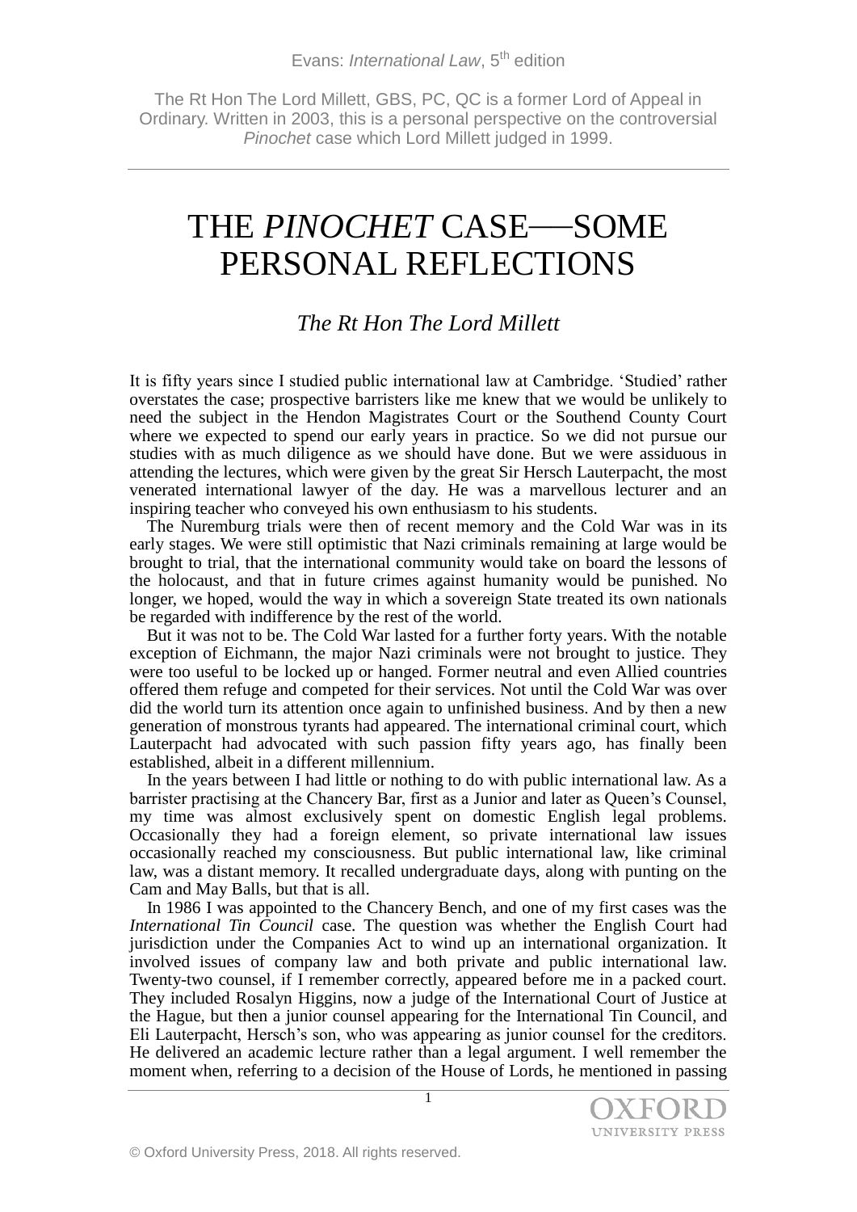The Rt Hon The Lord Millett, GBS, PC, QC is a former Lord of Appeal in Ordinary. Written in 2003, this is a personal perspective on the controversial *Pinochet* case which Lord Millett judged in 1999.

# THE *PINOCHET* CASE—SOME PERSONAL REFLECTIONS

## *The Rt Hon The Lord Millett*

It is fifty years since I studied public international law at Cambridge. 'Studied' rather overstates the case; prospective barristers like me knew that we would be unlikely to need the subject in the Hendon Magistrates Court or the Southend County Court where we expected to spend our early years in practice. So we did not pursue our studies with as much diligence as we should have done. But we were assiduous in attending the lectures, which were given by the great Sir Hersch Lauterpacht, the most venerated international lawyer of the day. He was a marvellous lecturer and an inspiring teacher who conveyed his own enthusiasm to his students.

The Nuremburg trials were then of recent memory and the Cold War was in its early stages. We were still optimistic that Nazi criminals remaining at large would be brought to trial, that the international community would take on board the lessons of the holocaust, and that in future crimes against humanity would be punished. No longer, we hoped, would the way in which a sovereign State treated its own nationals be regarded with indifference by the rest of the world.

But it was not to be. The Cold War lasted for a further forty years. With the notable exception of Eichmann, the major Nazi criminals were not brought to justice. They were too useful to be locked up or hanged. Former neutral and even Allied countries offered them refuge and competed for their services. Not until the Cold War was over did the world turn its attention once again to unfinished business. And by then a new generation of monstrous tyrants had appeared. The international criminal court, which Lauterpacht had advocated with such passion fifty years ago, has finally been established, albeit in a different millennium.

In the years between I had little or nothing to do with public international law. As a barrister practising at the Chancery Bar, first as a Junior and later as Queen's Counsel, my time was almost exclusively spent on domestic English legal problems. Occasionally they had a foreign element, so private international law issues occasionally reached my consciousness. But public international law, like criminal law, was a distant memory. It recalled undergraduate days, along with punting on the Cam and May Balls, but that is all.

In 1986 I was appointed to the Chancery Bench, and one of my first cases was the *International Tin Council* case. The question was whether the English Court had jurisdiction under the Companies Act to wind up an international organization. It involved issues of company law and both private and public international law. Twenty-two counsel, if I remember correctly, appeared before me in a packed court. They included Rosalyn Higgins, now a judge of the International Court of Justice at the Hague, but then a junior counsel appearing for the International Tin Council, and Eli Lauterpacht, Hersch's son, who was appearing as junior counsel for the creditors. He delivered an academic lecture rather than a legal argument. I well remember the moment when, referring to a decision of the House of Lords, he mentioned in passing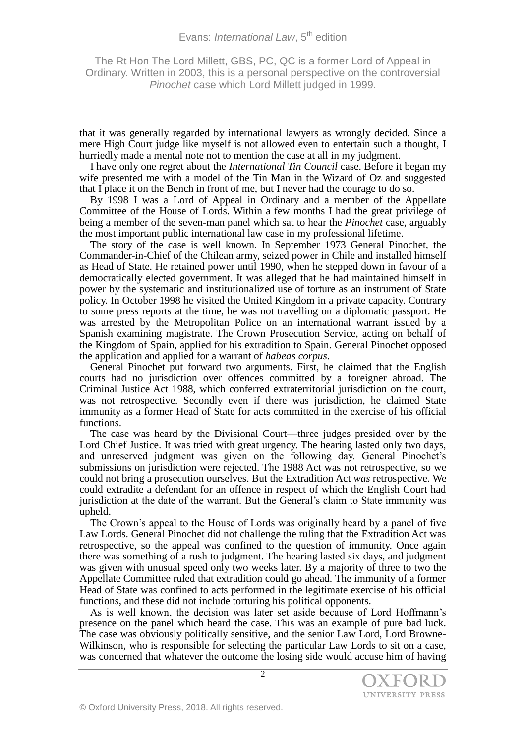that it was generally regarded by international lawyers as wrongly decided. Since a mere High Court judge like myself is not allowed even to entertain such a thought, I hurriedly made a mental note not to mention the case at all in my judgment.

I have only one regret about the *International Tin Council* case. Before it began my wife presented me with a model of the Tin Man in the Wizard of Oz and suggested that I place it on the Bench in front of me, but I never had the courage to do so.

By 1998 I was a Lord of Appeal in Ordinary and a member of the Appellate Committee of the House of Lords. Within a few months I had the great privilege of being a member of the seven-man panel which sat to hear the *Pinochet* case, arguably the most important public international law case in my professional lifetime.

The story of the case is well known. In September 1973 General Pinochet, the Commander-in-Chief of the Chilean army, seized power in Chile and installed himself as Head of State. He retained power until 1990, when he stepped down in favour of a democratically elected government. It was alleged that he had maintained himself in power by the systematic and institutionalized use of torture as an instrument of State policy. In October 1998 he visited the United Kingdom in a private capacity. Contrary to some press reports at the time, he was not travelling on a diplomatic passport. He was arrested by the Metropolitan Police on an international warrant issued by a Spanish examining magistrate. The Crown Prosecution Service, acting on behalf of the Kingdom of Spain, applied for his extradition to Spain. General Pinochet opposed the application and applied for a warrant of *habeas corpus*.

General Pinochet put forward two arguments. First, he claimed that the English courts had no jurisdiction over offences committed by a foreigner abroad. The Criminal Justice Act 1988, which conferred extraterritorial jurisdiction on the court, was not retrospective. Secondly even if there was jurisdiction, he claimed State immunity as a former Head of State for acts committed in the exercise of his official functions.

The case was heard by the Divisional Court—three judges presided over by the Lord Chief Justice. It was tried with great urgency. The hearing lasted only two days, and unreserved judgment was given on the following day. General Pinochet's submissions on jurisdiction were rejected. The 1988 Act was not retrospective, so we could not bring a prosecution ourselves. But the Extradition Act *was* retrospective. We could extradite a defendant for an offence in respect of which the English Court had jurisdiction at the date of the warrant. But the General's claim to State immunity was upheld.

The Crown's appeal to the House of Lords was originally heard by a panel of five Law Lords. General Pinochet did not challenge the ruling that the Extradition Act was retrospective, so the appeal was confined to the question of immunity. Once again there was something of a rush to judgment. The hearing lasted six days, and judgment was given with unusual speed only two weeks later. By a majority of three to two the Appellate Committee ruled that extradition could go ahead. The immunity of a former Head of State was confined to acts performed in the legitimate exercise of his official functions, and these did not include torturing his political opponents.

As is well known, the decision was later set aside because of Lord Hoffmann's presence on the panel which heard the case. This was an example of pure bad luck. The case was obviously politically sensitive, and the senior Law Lord, Lord Browne-Wilkinson, who is responsible for selecting the particular Law Lords to sit on a case, was concerned that whatever the outcome the losing side would accuse him of having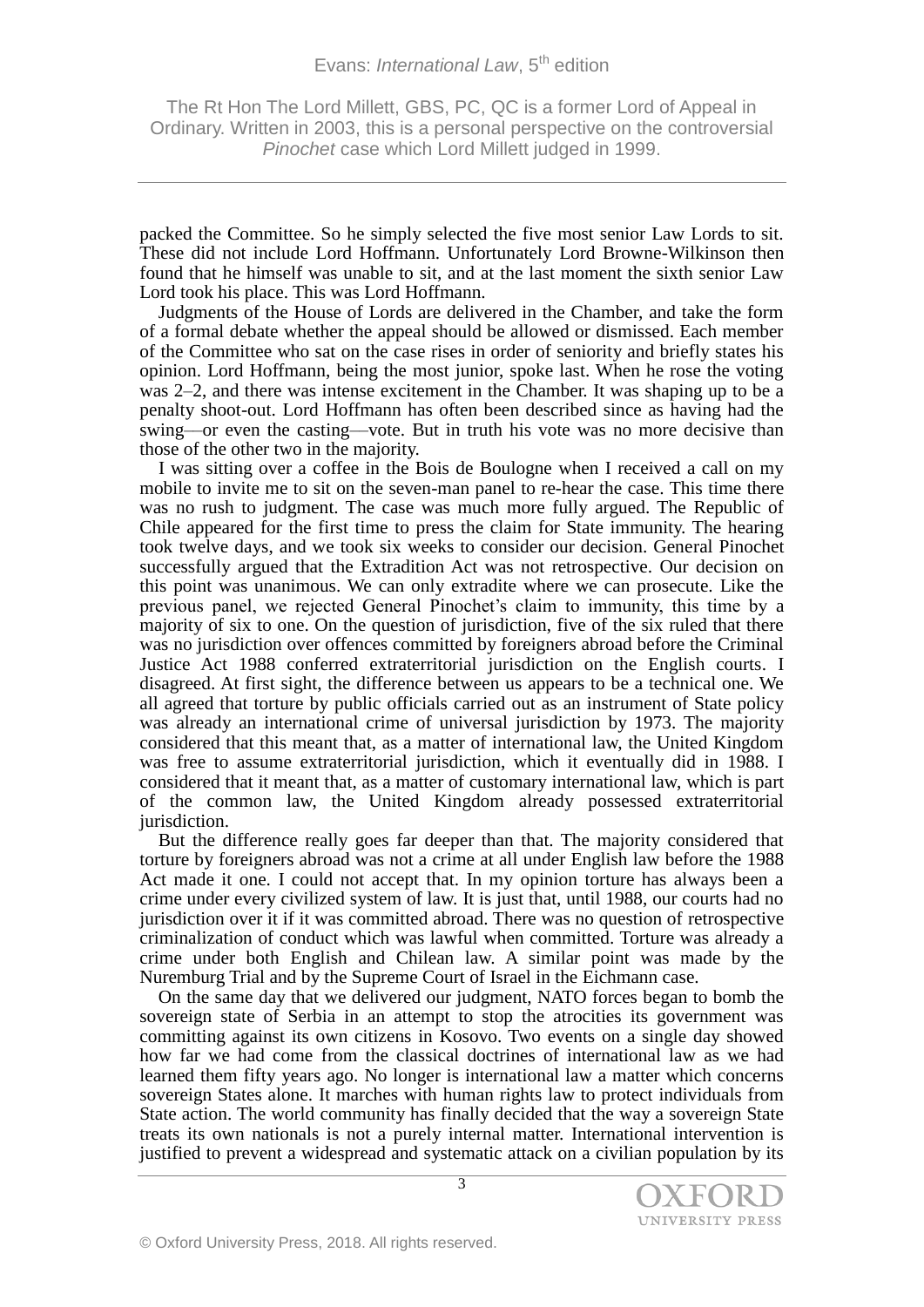packed the Committee. So he simply selected the five most senior Law Lords to sit. These did not include Lord Hoffmann. Unfortunately Lord Browne-Wilkinson then found that he himself was unable to sit, and at the last moment the sixth senior Law Lord took his place. This was Lord Hoffmann.

Judgments of the House of Lords are delivered in the Chamber, and take the form of a formal debate whether the appeal should be allowed or dismissed. Each member of the Committee who sat on the case rises in order of seniority and briefly states his opinion. Lord Hoffmann, being the most junior, spoke last. When he rose the voting was 2–2, and there was intense excitement in the Chamber. It was shaping up to be a penalty shoot-out. Lord Hoffmann has often been described since as having had the swing—or even the casting—vote. But in truth his vote was no more decisive than those of the other two in the majority.

I was sitting over a coffee in the Bois de Boulogne when I received a call on my mobile to invite me to sit on the seven-man panel to re-hear the case. This time there was no rush to judgment. The case was much more fully argued. The Republic of Chile appeared for the first time to press the claim for State immunity. The hearing took twelve days, and we took six weeks to consider our decision. General Pinochet successfully argued that the Extradition Act was not retrospective. Our decision on this point was unanimous. We can only extradite where we can prosecute. Like the previous panel, we rejected General Pinochet's claim to immunity, this time by a majority of six to one. On the question of jurisdiction, five of the six ruled that there was no jurisdiction over offences committed by foreigners abroad before the Criminal Justice Act 1988 conferred extraterritorial jurisdiction on the English courts. I disagreed. At first sight, the difference between us appears to be a technical one. We all agreed that torture by public officials carried out as an instrument of State policy was already an international crime of universal jurisdiction by 1973. The majority considered that this meant that, as a matter of international law, the United Kingdom was free to assume extraterritorial jurisdiction, which it eventually did in 1988. I considered that it meant that, as a matter of customary international law, which is part of the common law, the United Kingdom already possessed extraterritorial jurisdiction.

But the difference really goes far deeper than that. The majority considered that torture by foreigners abroad was not a crime at all under English law before the 1988 Act made it one. I could not accept that. In my opinion torture has always been a crime under every civilized system of law. It is just that, until 1988, our courts had no jurisdiction over it if it was committed abroad. There was no question of retrospective criminalization of conduct which was lawful when committed. Torture was already a crime under both English and Chilean law. A similar point was made by the Nuremburg Trial and by the Supreme Court of Israel in the Eichmann case.

On the same day that we delivered our judgment, NATO forces began to bomb the sovereign state of Serbia in an attempt to stop the atrocities its government was committing against its own citizens in Kosovo. Two events on a single day showed how far we had come from the classical doctrines of international law as we had learned them fifty years ago. No longer is international law a matter which concerns sovereign States alone. It marches with human rights law to protect individuals from State action. The world community has finally decided that the way a sovereign State treats its own nationals is not a purely internal matter. International intervention is justified to prevent a widespread and systematic attack on a civilian population by its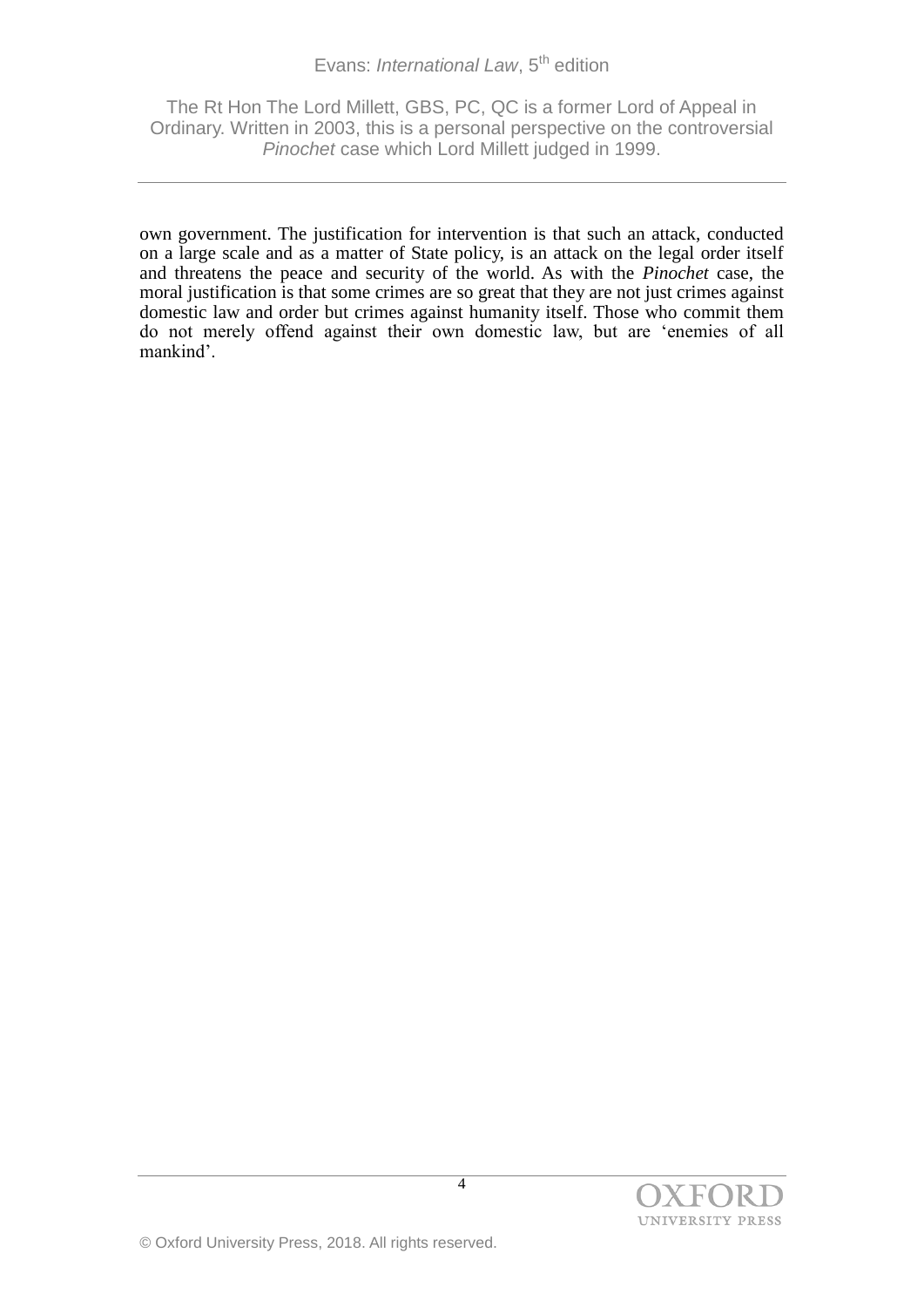own government. The justification for intervention is that such an attack, conducted on a large scale and as a matter of State policy, is an attack on the legal order itself and threatens the peace and security of the world. As with the *Pinochet* case, the moral justification is that some crimes are so great that they are not just crimes against domestic law and order but crimes against humanity itself. Those who commit them do not merely offend against their own domestic law, but are 'enemies of all mankind'.